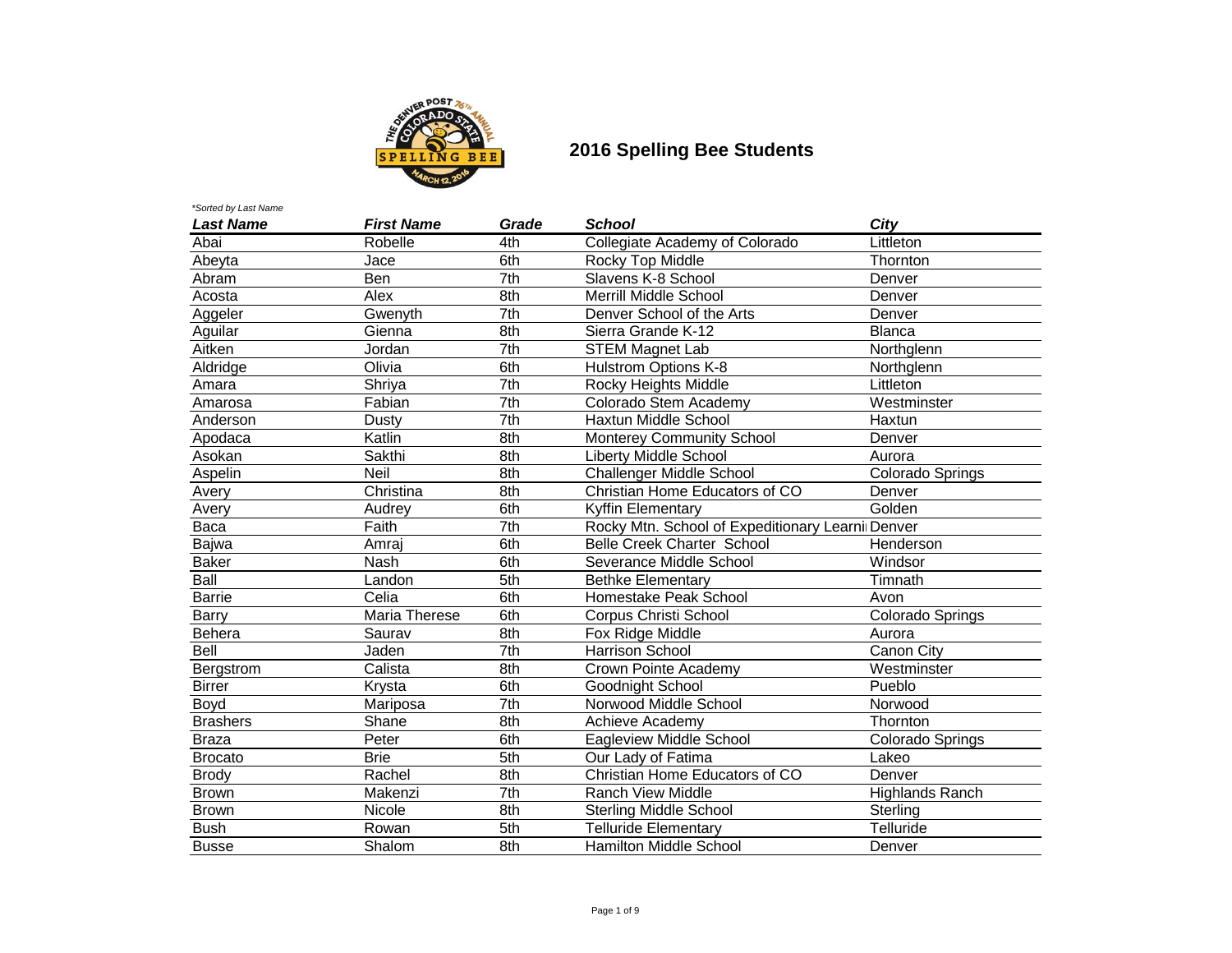# 2016 Spelling Bee Students

*\*Sorted by Last Name*

| Last Name | First Name | Grade | School | City |
|---|---|---|---|---|
| Abai | Robelle | 4th | Collegiate Academy of Colorado | Littleton |
| Abeyta | Jace | 6th | Rocky Top Middle | Thornton |
| Abram | Ben | 7th | Slavens K-8 School | Denver |
| Acosta | Alex | 8th | Merrill Middle School | Denver |
| Aggeler | Gwenyth | 7th | Denver School of the Arts | Denver |
| Aguilar | Gienna | 8th | Sierra Grande K-12 | Blanca |
| Aitken | Jordan | 7th | STEM Magnet Lab | Northglenn |
| Aldridge | Olivia | 6th | Hulstrom Options K-8 | Northglenn |
| Amara | Shriya | 7th | Rocky Heights Middle | Littleton |
| Amarosa | Fabian | 7th | Colorado Stem Academy | Westminster |
| Anderson | Dusty | 7th | Haxtun Middle School | Haxtun |
| Apodaca | Katlin | 8th | Monterey Community School | Denver |
| Asokan | Sakthi | 8th | Liberty Middle School | Aurora |
| Aspelin | Neil | 8th | Challenger Middle School | Colorado Springs |
| Avery | Christina | 8th | Christian Home Educators of CO | Denver |
| Avery | Audrey | 6th | Kyffin Elementary | Golden |
| Baca | Faith | 7th | Rocky Mtn. School of Expeditionary Learni | Denver |
| Bajwa | Amraj | 6th | Belle Creek Charter School | Henderson |
| Baker | Nash | 6th | Severance Middle School | Windsor |
| Ball | Landon | 5th | Bethke Elementary | Timnath |
| Barrie | Celia | 6th | Homestake Peak School | Avon |
| Barry | Maria Therese | 6th | Corpus Christi School | Colorado Springs |
| Behera | Saurav | 8th | Fox Ridge Middle | Aurora |
| Bell | Jaden | 7th | Harrison School | Canon City |
| Bergstrom | Calista | 8th | Crown Pointe Academy | Westminster |
| Birrer | Krysta | 6th | Goodnight School | Pueblo |
| Boyd | Mariposa | 7th | Norwood Middle School | Norwood |
| Brashers | Shane | 8th | Achieve Academy | Thornton |
| Braza | Peter | 6th | Eagleview Middle School | Colorado Springs |
| Brocato | Brie | 5th | Our Lady of Fatima | Lakeo |
| Brody | Rachel | 8th | Christian Home Educators of CO | Denver |
| Brown | Makenzi | 7th | Ranch View Middle | Highlands Ranch |
| Brown | Nicole | 8th | Sterling Middle School | Sterling |
| Bush | Rowan | 5th | Telluride Elementary | Telluride |
| Busse | Shalom | 8th | Hamilton Middle School | Denver |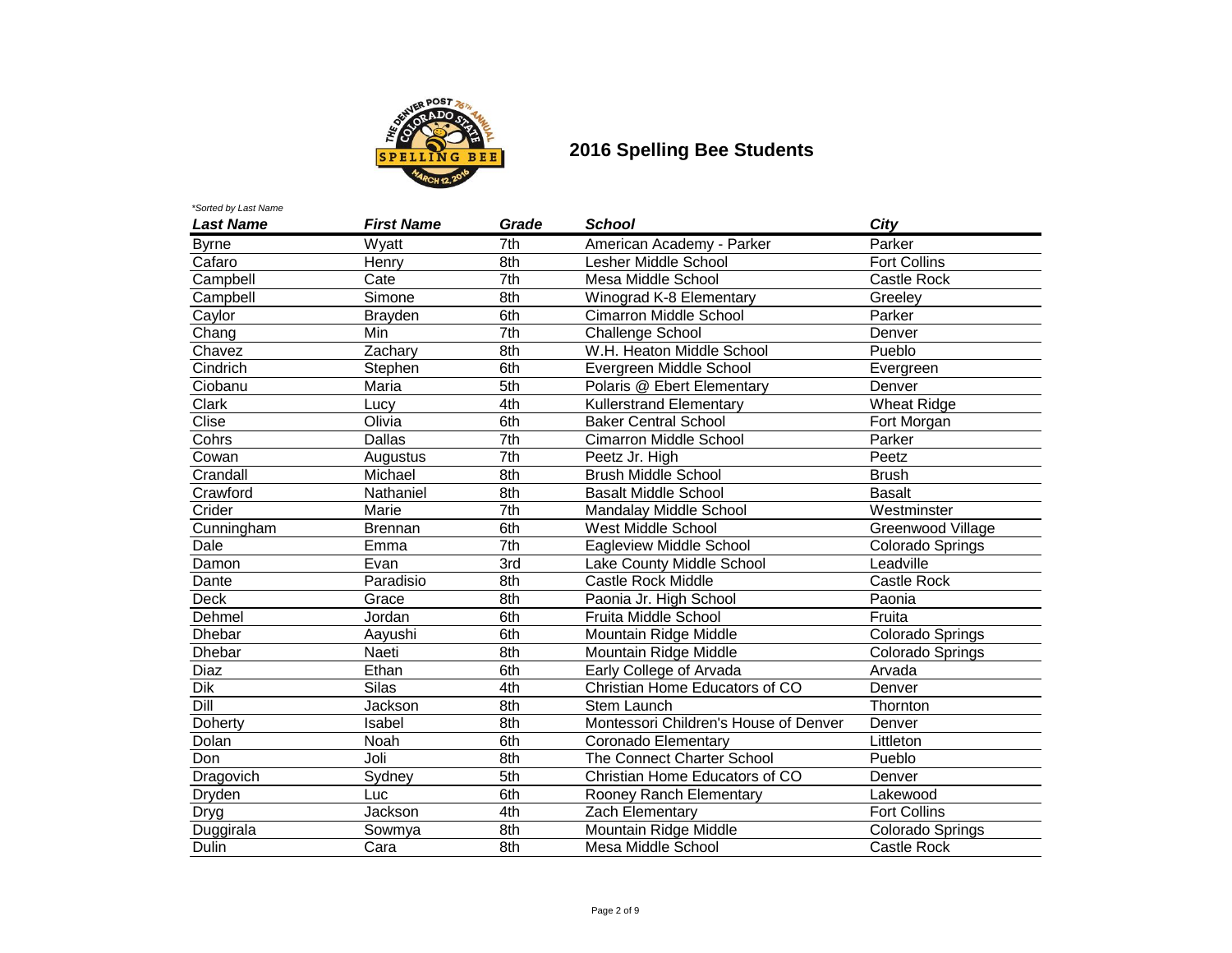# 2016 Spelling Bee Students

*\*Sorted by Last Name*

| *Last Name* | *First Name* | *Grade* | *School* | *City* |
|---|---|---|---|---|
| Byrne | Wyatt | 7th | American Academy - Parker | Parker |
| Cafaro | Henry | 8th | Lesher Middle School | Fort Collins |
| Campbell | Cate | 7th | Mesa Middle School | Castle Rock |
| Campbell | Simone | 8th | Winograd K-8 Elementary | Greeley |
| Caylor | Brayden | 6th | Cimarron Middle School | Parker |
| Chang | Min | 7th | Challenge School | Denver |
| Chavez | Zachary | 8th | W.H. Heaton Middle School | Pueblo |
| Cindrich | Stephen | 6th | Evergreen Middle School | Evergreen |
| Ciobanu | Maria | 5th | Polaris @ Ebert Elementary | Denver |
| Clark | Lucy | 4th | Kullerstrand Elementary | Wheat Ridge |
| Clise | Olivia | 6th | Baker Central School | Fort Morgan |
| Cohrs | Dallas | 7th | Cimarron Middle School | Parker |
| Cowan | Augustus | 7th | Peetz Jr. High | Peetz |
| Crandall | Michael | 8th | Brush Middle School | Brush |
| Crawford | Nathaniel | 8th | Basalt Middle School | Basalt |
| Crider | Marie | 7th | Mandalay Middle School | Westminster |
| Cunningham | Brennan | 6th | West Middle School | Greenwood Village |
| Dale | Emma | 7th | Eagleview Middle School | Colorado Springs |
| Damon | Evan | 3rd | Lake County Middle School | Leadville |
| Dante | Paradisio | 8th | Castle Rock Middle | Castle Rock |
| Deck | Grace | 8th | Paonia Jr. High School | Paonia |
| Dehmel | Jordan | 6th | Fruita Middle School | Fruita |
| Dhebar | Aayushi | 6th | Mountain Ridge Middle | Colorado Springs |
| Dhebar | Naeti | 8th | Mountain Ridge Middle | Colorado Springs |
| Diaz | Ethan | 6th | Early College of Arvada | Arvada |
| Dik | Silas | 4th | Christian Home Educators of CO | Denver |
| Dill | Jackson | 8th | Stem Launch | Thornton |
| Doherty | Isabel | 8th | Montessori Children's House of Denver | Denver |
| Dolan | Noah | 6th | Coronado Elementary | Littleton |
| Don | Joli | 8th | The Connect Charter School | Pueblo |
| Dragovich | Sydney | 5th | Christian Home Educators of CO | Denver |
| Dryden | Luc | 6th | Rooney Ranch Elementary | Lakewood |
| Dryg | Jackson | 4th | Zach Elementary | Fort Collins |
| Duggirala | Sowmya | 8th | Mountain Ridge Middle | Colorado Springs |
| Dulin | Cara | 8th | Mesa Middle School | Castle Rock |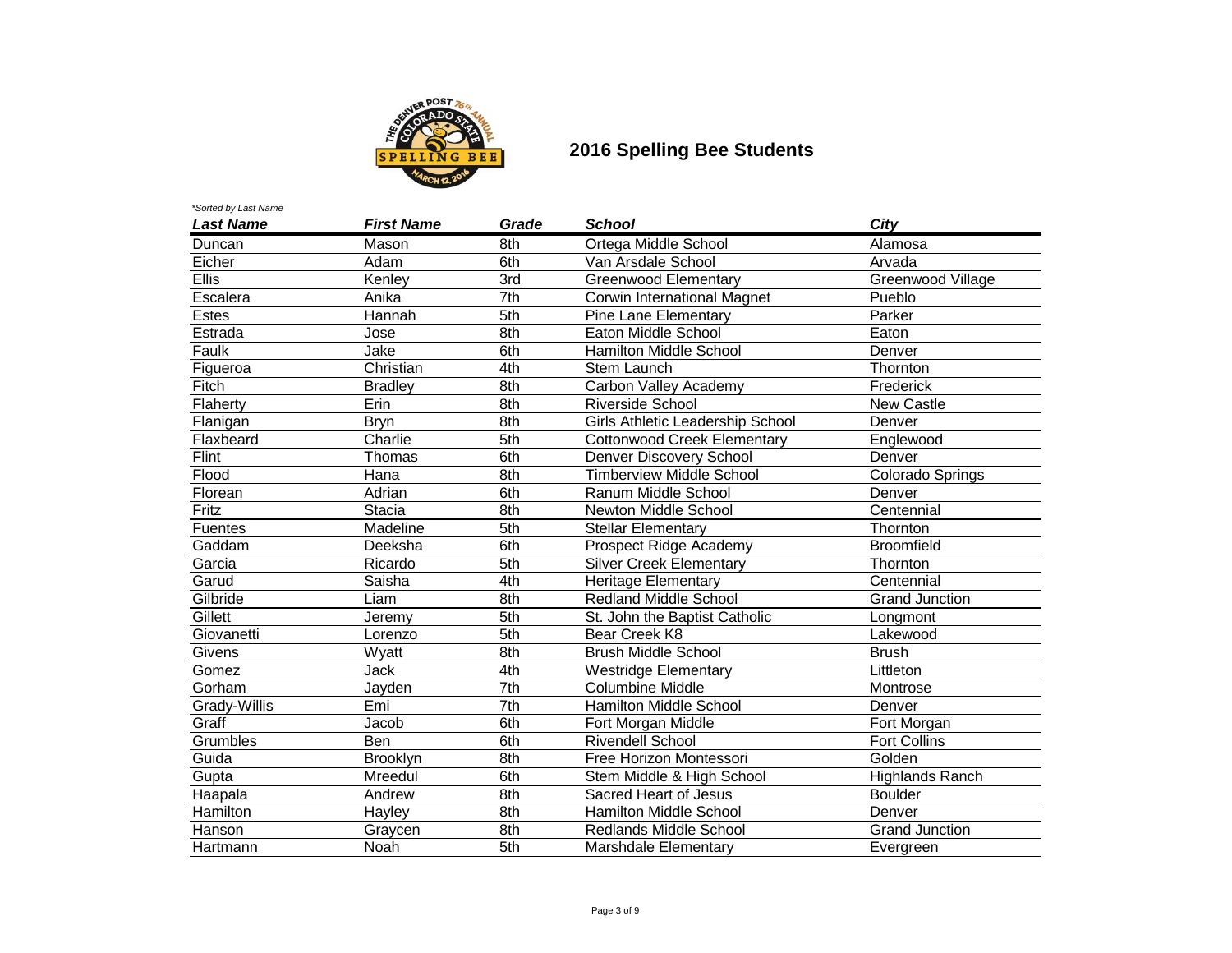# 2016 Spelling Bee Students

*\*Sorted by Last Name*

| ***Last Name*** | ***First Name*** | ***Grade*** | ***School*** | ***City*** |
|---|---|---|---|---|
| Duncan | Mason | 8th | Ortega Middle School | Alamosa |
| Eicher | Adam | 6th | Van Arsdale School | Arvada |
| Ellis | Kenley | 3rd | Greenwood Elementary | Greenwood Village |
| Escalera | Anika | 7th | Corwin International Magnet | Pueblo |
| Estes | Hannah | 5th | Pine Lane Elementary | Parker |
| Estrada | Jose | 8th | Eaton Middle School | Eaton |
| Faulk | Jake | 6th | Hamilton Middle School | Denver |
| Figueroa | Christian | 4th | Stem Launch | Thornton |
| Fitch | Bradley | 8th | Carbon Valley Academy | Frederick |
| Flaherty | Erin | 8th | Riverside School | New Castle |
| Flanigan | Bryn | 8th | Girls Athletic Leadership School | Denver |
| Flaxbeard | Charlie | 5th | Cottonwood Creek Elementary | Englewood |
| Flint | Thomas | 6th | Denver Discovery School | Denver |
| Flood | Hana | 8th | Timberview Middle School | Colorado Springs |
| Florean | Adrian | 6th | Ranum Middle School | Denver |
| Fritz | Stacia | 8th | Newton Middle School | Centennial |
| Fuentes | Madeline | 5th | Stellar Elementary | Thornton |
| Gaddam | Deeksha | 6th | Prospect Ridge Academy | Broomfield |
| Garcia | Ricardo | 5th | Silver Creek Elementary | Thornton |
| Garud | Saisha | 4th | Heritage Elementary | Centennial |
| Gilbride | Liam | 8th | Redland Middle School | Grand Junction |
| Gillett | Jeremy | 5th | St. John the Baptist Catholic | Longmont |
| Giovanetti | Lorenzo | 5th | Bear Creek K8 | Lakewood |
| Givens | Wyatt | 8th | Brush Middle School | Brush |
| Gomez | Jack | 4th | Westridge Elementary | Littleton |
| Gorham | Jayden | 7th | Columbine Middle | Montrose |
| Grady-Willis | Emi | 7th | Hamilton Middle School | Denver |
| Graff | Jacob | 6th | Fort Morgan Middle | Fort Morgan |
| Grumbles | Ben | 6th | Rivendell School | Fort Collins |
| Guida | Brooklyn | 8th | Free Horizon Montessori | Golden |
| Gupta | Mreedul | 6th | Stem Middle & High School | Highlands Ranch |
| Haapala | Andrew | 8th | Sacred Heart of Jesus | Boulder |
| Hamilton | Hayley | 8th | Hamilton Middle School | Denver |
| Hanson | Graycen | 8th | Redlands Middle School | Grand Junction |
| Hartmann | Noah | 5th | Marshdale Elementary | Evergreen |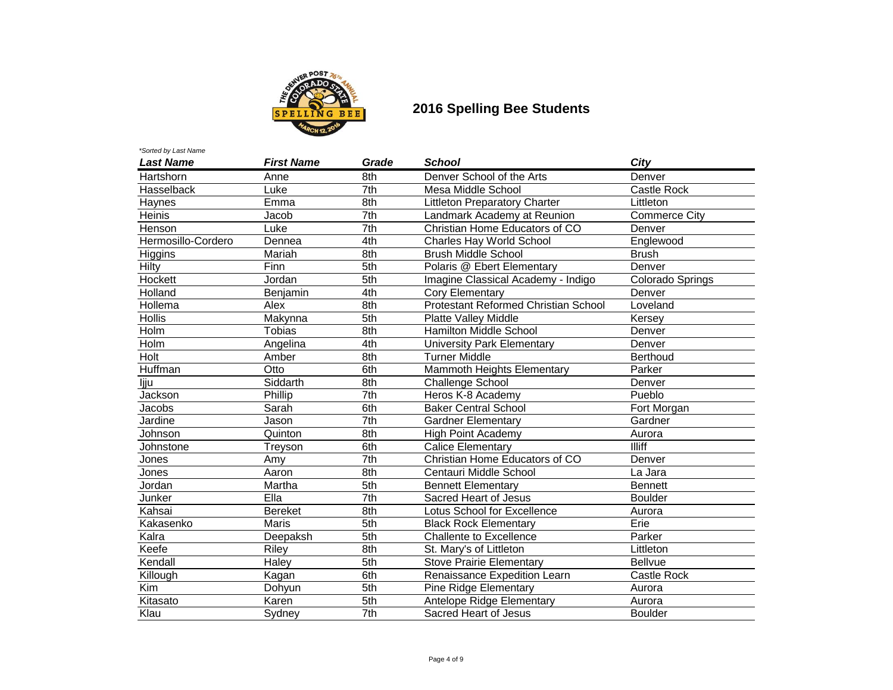# 2016 Spelling Bee Students

*\*Sorted by Last Name*

| Last Name | First Name | Grade | School | City |
| --- | --- | --- | --- | --- |
| Hartshorn | Anne | 8th | Denver School of the Arts | Denver |
| Hasselback | Luke | 7th | Mesa Middle School | Castle Rock |
| Haynes | Emma | 8th | Littleton Preparatory Charter | Littleton |
| Heinis | Jacob | 7th | Landmark Academy at Reunion | Commerce City |
| Henson | Luke | 7th | Christian Home Educators of CO | Denver |
| Hermosillo-Cordero | Dennea | 4th | Charles Hay World School | Englewood |
| Higgins | Mariah | 8th | Brush Middle School | Brush |
| Hilty | Finn | 5th | Polaris @ Ebert Elementary | Denver |
| Hockett | Jordan | 5th | Imagine Classical Academy - Indigo | Colorado Springs |
| Holland | Benjamin | 4th | Cory Elementary | Denver |
| Hollema | Alex | 8th | Protestant Reformed Christian School | Loveland |
| Hollis | Makynna | 5th | Platte Valley Middle | Kersey |
| Holm | Tobias | 8th | Hamilton Middle School | Denver |
| Holm | Angelina | 4th | University Park Elementary | Denver |
| Holt | Amber | 8th | Turner Middle | Berthoud |
| Huffman | Otto | 6th | Mammoth Heights Elementary | Parker |
| Ijju | Siddarth | 8th | Challenge School | Denver |
| Jackson | Phillip | 7th | Heros K-8 Academy | Pueblo |
| Jacobs | Sarah | 6th | Baker Central School | Fort Morgan |
| Jardine | Jason | 7th | Gardner Elementary | Gardner |
| Johnson | Quinton | 8th | High Point Academy | Aurora |
| Johnstone | Treyson | 6th | Calice Elementary | Illiff |
| Jones | Amy | 7th | Christian Home Educators of CO | Denver |
| Jones | Aaron | 8th | Centauri Middle School | La Jara |
| Jordan | Martha | 5th | Bennett Elementary | Bennett |
| Junker | Ella | 7th | Sacred Heart of Jesus | Boulder |
| Kahsai | Bereket | 8th | Lotus School for Excellence | Aurora |
| Kakasenko | Maris | 5th | Black Rock Elementary | Erie |
| Kalra | Deepaksh | 5th | Challente to Excellence | Parker |
| Keefe | Riley | 8th | St. Mary's of Littleton | Littleton |
| Kendall | Haley | 5th | Stove Prairie Elementary | Bellvue |
| Killough | Kagan | 6th | Renaissance Expedition Learn | Castle Rock |
| Kim | Dohyun | 5th | Pine Ridge Elementary | Aurora |
| Kitasato | Karen | 5th | Antelope Ridge Elementary | Aurora |
| Klau | Sydney | 7th | Sacred Heart of Jesus | Boulder |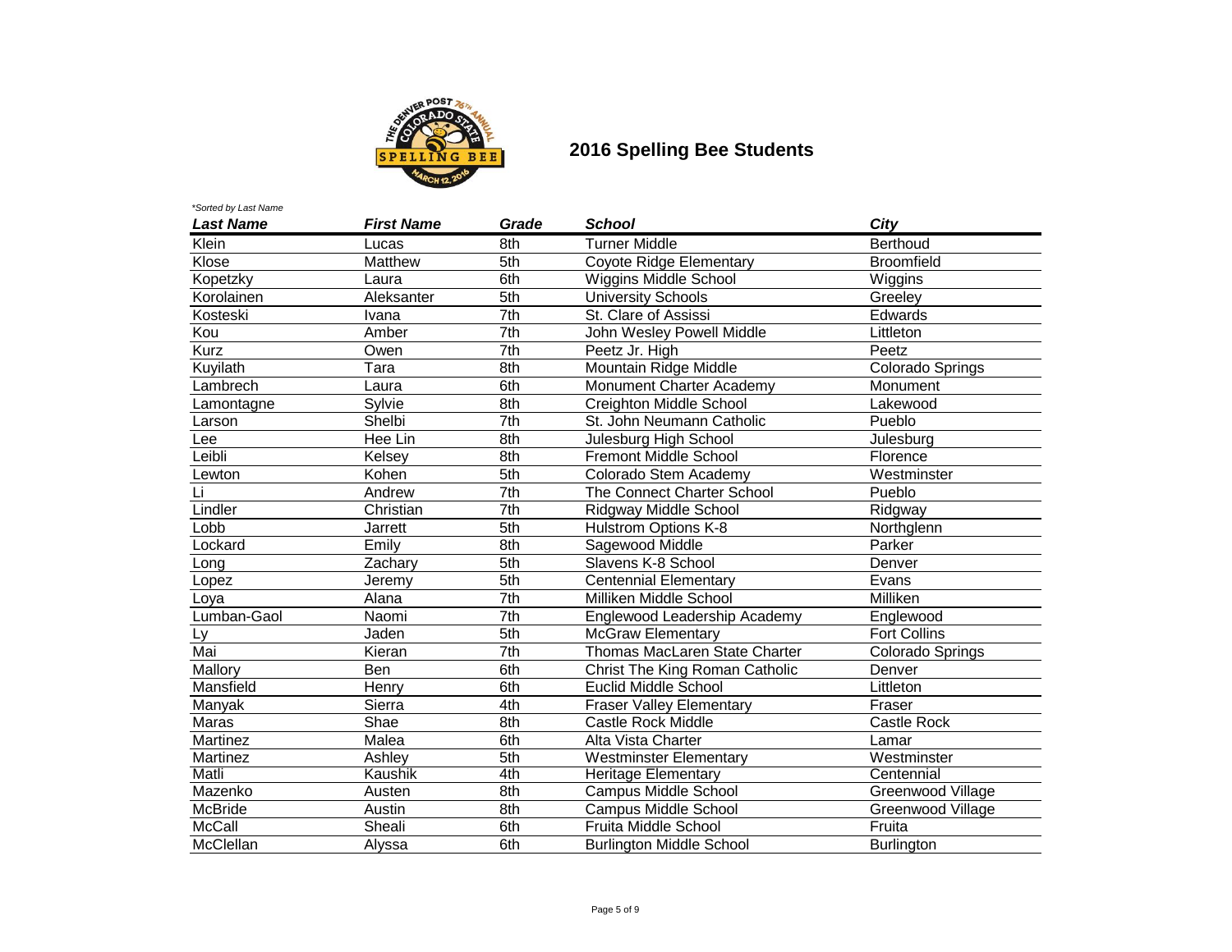## 2016 Spelling Bee Students

*\*Sorted by Last Name*

| ***Last Name*** | ***First Name*** | ***Grade*** | ***School*** | ***City*** |
|---|---|---|---|---|
| Klein | Lucas | 8th | Turner Middle | Berthoud |
| Klose | Matthew | 5th | Coyote Ridge Elementary | Broomfield |
| Kopetzky | Laura | 6th | Wiggins Middle School | Wiggins |
| Korolainen | Aleksanter | 5th | University Schools | Greeley |
| Kosteski | Ivana | 7th | St. Clare of Assissi | Edwards |
| Kou | Amber | 7th | John Wesley Powell Middle | Littleton |
| Kurz | Owen | 7th | Peetz Jr. High | Peetz |
| Kuyilath | Tara | 8th | Mountain Ridge Middle | Colorado Springs |
| Lambrech | Laura | 6th | Monument Charter Academy | Monument |
| Lamontagne | Sylvie | 8th | Creighton Middle School | Lakewood |
| Larson | Shelbi | 7th | St. John Neumann Catholic | Pueblo |
| Lee | Hee Lin | 8th | Julesburg High School | Julesburg |
| Leibli | Kelsey | 8th | Fremont Middle School | Florence |
| Lewton | Kohen | 5th | Colorado Stem Academy | Westminster |
| Li | Andrew | 7th | The Connect Charter School | Pueblo |
| Lindler | Christian | 7th | Ridgway Middle School | Ridgway |
| Lobb | Jarrett | 5th | Hulstrom Options K-8 | Northglenn |
| Lockard | Emily | 8th | Sagewood Middle | Parker |
| Long | Zachary | 5th | Slavens K-8 School | Denver |
| Lopez | Jeremy | 5th | Centennial Elementary | Evans |
| Loya | Alana | 7th | Milliken Middle School | Milliken |
| Lumban-Gaol | Naomi | 7th | Englewood Leadership Academy | Englewood |
| Ly | Jaden | 5th | McGraw Elementary | Fort Collins |
| Mai | Kieran | 7th | Thomas MacLaren State Charter | Colorado Springs |
| Mallory | Ben | 6th | Christ The King Roman Catholic | Denver |
| Mansfield | Henry | 6th | Euclid Middle School | Littleton |
| Manyak | Sierra | 4th | Fraser Valley Elementary | Fraser |
| Maras | Shae | 8th | Castle Rock Middle | Castle Rock |
| Martinez | Malea | 6th | Alta Vista Charter | Lamar |
| Martinez | Ashley | 5th | Westminster Elementary | Westminster |
| Matli | Kaushik | 4th | Heritage Elementary | Centennial |
| Mazenko | Austen | 8th | Campus Middle School | Greenwood Village |
| McBride | Austin | 8th | Campus Middle School | Greenwood Village |
| McCall | Sheali | 6th | Fruita Middle School | Fruita |
| McClellan | Alyssa | 6th | Burlington Middle School | Burlington |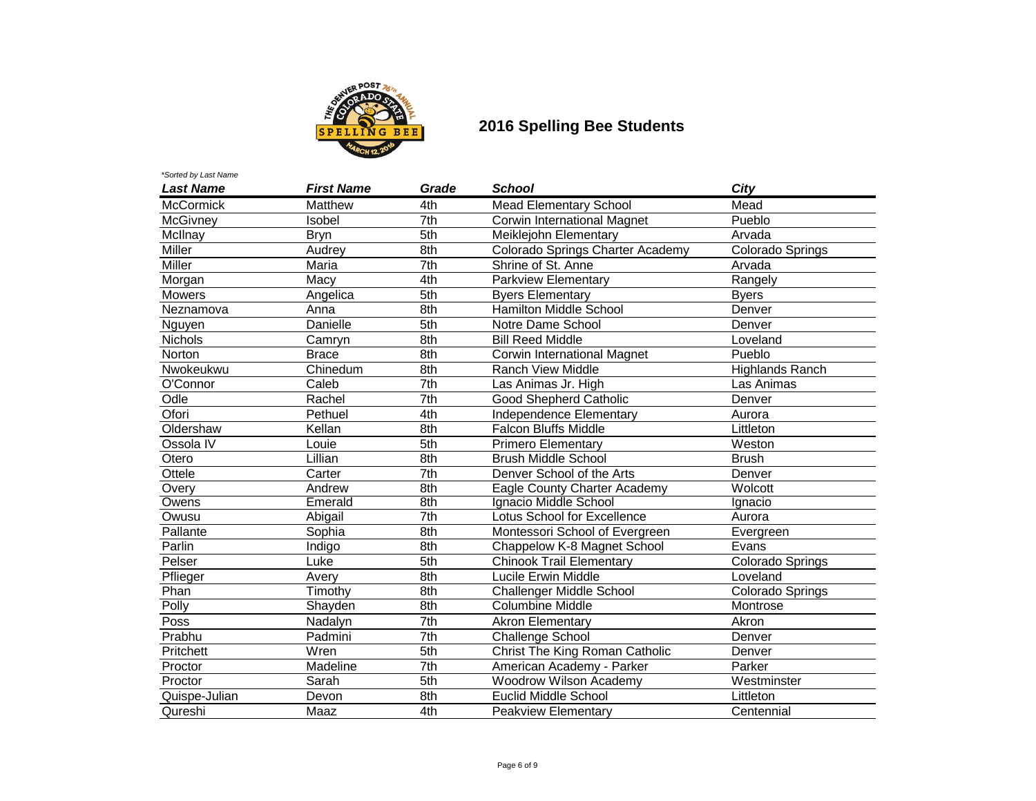# 2016 Spelling Bee Students

*\*Sorted by Last Name*

| Last Name | First Name | Grade | School | City |
| --- | --- | --- | --- | --- |
| McCormick | Matthew | 4th | Mead Elementary School | Mead |
| McGivney | Isobel | 7th | Corwin International Magnet | Pueblo |
| McIlnay | Bryn | 5th | Meiklejohn Elementary | Arvada |
| Miller | Audrey | 8th | Colorado Springs Charter Academy | Colorado Springs |
| Miller | Maria | 7th | Shrine of St. Anne | Arvada |
| Morgan | Macy | 4th | Parkview Elementary | Rangely |
| Mowers | Angelica | 5th | Byers Elementary | Byers |
| Neznamova | Anna | 8th | Hamilton Middle School | Denver |
| Nguyen | Danielle | 5th | Notre Dame School | Denver |
| Nichols | Camryn | 8th | Bill Reed Middle | Loveland |
| Norton | Brace | 8th | Corwin International Magnet | Pueblo |
| Nwokeukwu | Chinedum | 8th | Ranch View Middle | Highlands Ranch |
| O'Connor | Caleb | 7th | Las Animas Jr. High | Las Animas |
| Odle | Rachel | 7th | Good Shepherd Catholic | Denver |
| Ofori | Pethuel | 4th | Independence Elementary | Aurora |
| Oldershaw | Kellan | 8th | Falcon Bluffs Middle | Littleton |
| Ossola IV | Louie | 5th | Primero Elementary | Weston |
| Otero | Lillian | 8th | Brush Middle School | Brush |
| Ottele | Carter | 7th | Denver School of the Arts | Denver |
| Overy | Andrew | 8th | Eagle County Charter Academy | Wolcott |
| Owens | Emerald | 8th | Ignacio Middle School | Ignacio |
| Owusu | Abigail | 7th | Lotus School for Excellence | Aurora |
| Pallante | Sophia | 8th | Montessori School of Evergreen | Evergreen |
| Parlin | Indigo | 8th | Chappelow K-8 Magnet School | Evans |
| Pelser | Luke | 5th | Chinook Trail Elementary | Colorado Springs |
| Pflieger | Avery | 8th | Lucile Erwin Middle | Loveland |
| Phan | Timothy | 8th | Challenger Middle School | Colorado Springs |
| Polly | Shayden | 8th | Columbine Middle | Montrose |
| Poss | Nadalyn | 7th | Akron Elementary | Akron |
| Prabhu | Padmini | 7th | Challenge School | Denver |
| Pritchett | Wren | 5th | Christ The King Roman Catholic | Denver |
| Proctor | Madeline | 7th | American Academy - Parker | Parker |
| Proctor | Sarah | 5th | Woodrow Wilson Academy | Westminster |
| Quispe-Julian | Devon | 8th | Euclid Middle School | Littleton |
| Qureshi | Maaz | 4th | Peakview Elementary | Centennial |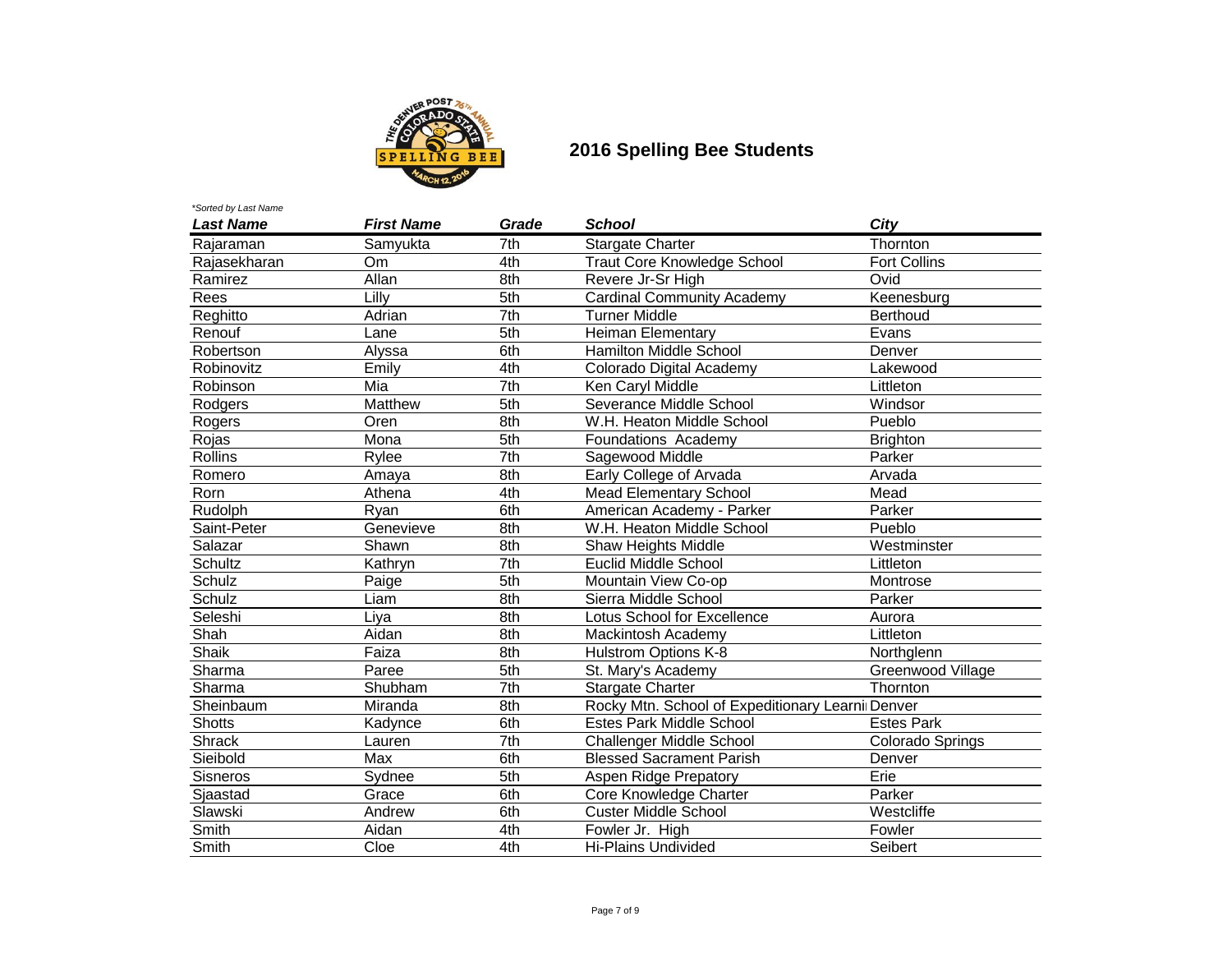## 2016 Spelling Bee Students

*\*Sorted by Last Name*

| ***Last Name*** | ***First Name*** | ***Grade*** | ***School*** | ***City*** |
|---|---|---|---|---|
| Rajaraman | Samyukta | 7th | Stargate Charter | Thornton |
| Rajasekharan | Om | 4th | Traut Core Knowledge School | Fort Collins |
| Ramirez | Allan | 8th | Revere Jr-Sr High | Ovid |
| Rees | Lilly | 5th | Cardinal Community Academy | Keenesburg |
| Reghitto | Adrian | 7th | Turner Middle | Berthoud |
| Renouf | Lane | 5th | Heiman Elementary | Evans |
| Robertson | Alyssa | 6th | Hamilton Middle School | Denver |
| Robinovitz | Emily | 4th | Colorado Digital Academy | Lakewood |
| Robinson | Mia | 7th | Ken Caryl Middle | Littleton |
| Rodgers | Matthew | 5th | Severance Middle School | Windsor |
| Rogers | Oren | 8th | W.H. Heaton Middle School | Pueblo |
| Rojas | Mona | 5th | Foundations Academy | Brighton |
| Rollins | Rylee | 7th | Sagewood Middle | Parker |
| Romero | Amaya | 8th | Early College of Arvada | Arvada |
| Rorn | Athena | 4th | Mead Elementary School | Mead |
| Rudolph | Ryan | 6th | American Academy - Parker | Parker |
| Saint-Peter | Genevieve | 8th | W.H. Heaton Middle School | Pueblo |
| Salazar | Shawn | 8th | Shaw Heights Middle | Westminster |
| Schultz | Kathryn | 7th | Euclid Middle School | Littleton |
| Schulz | Paige | 5th | Mountain View Co-op | Montrose |
| Schulz | Liam | 8th | Sierra Middle School | Parker |
| Seleshi | Liya | 8th | Lotus School for Excellence | Aurora |
| Shah | Aidan | 8th | Mackintosh Academy | Littleton |
| Shaik | Faiza | 8th | Hulstrom Options K-8 | Northglenn |
| Sharma | Paree | 5th | St. Mary's Academy | Greenwood Village |
| Sharma | Shubham | 7th | Stargate Charter | Thornton |
| Sheinbaum | Miranda | 8th | Rocky Mtn. School of Expeditionary Learni | Denver |
| Shotts | Kadynce | 6th | Estes Park Middle School | Estes Park |
| Shrack | Lauren | 7th | Challenger Middle School | Colorado Springs |
| Sieibold | Max | 6th | Blessed Sacrament Parish | Denver |
| Sisneros | Sydnee | 5th | Aspen Ridge Prepatory | Erie |
| Sjaastad | Grace | 6th | Core Knowledge Charter | Parker |
| Slawski | Andrew | 6th | Custer Middle School | Westcliffe |
| Smith | Aidan | 4th | Fowler Jr. High | Fowler |
| Smith | Cloe | 4th | Hi-Plains Undivided | Seibert |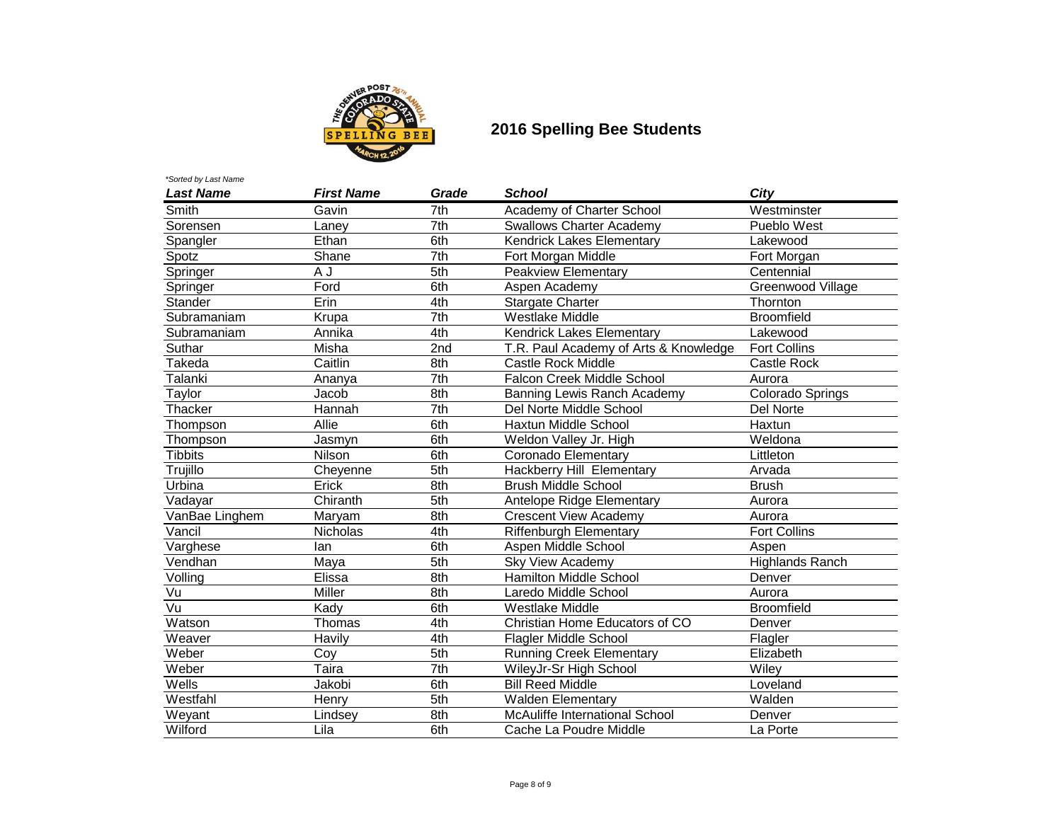# 2016 Spelling Bee Students

*\*Sorted by Last Name*

| Last Name | First Name | Grade | School | City |
|---|---|---|---|---|
| Smith | Gavin | 7th | Academy of Charter School | Westminster |
| Sorensen | Laney | 7th | Swallows Charter Academy | Pueblo West |
| Spangler | Ethan | 6th | Kendrick Lakes Elementary | Lakewood |
| Spotz | Shane | 7th | Fort Morgan Middle | Fort Morgan |
| Springer | A J | 5th | Peakview Elementary | Centennial |
| Springer | Ford | 6th | Aspen Academy | Greenwood Village |
| Stander | Erin | 4th | Stargate Charter | Thornton |
| Subramaniam | Krupa | 7th | Westlake Middle | Broomfield |
| Subramaniam | Annika | 4th | Kendrick Lakes Elementary | Lakewood |
| Suthar | Misha | 2nd | T.R. Paul Academy of Arts & Knowledge | Fort Collins |
| Takeda | Caitlin | 8th | Castle Rock Middle | Castle Rock |
| Talanki | Ananya | 7th | Falcon Creek Middle School | Aurora |
| Taylor | Jacob | 8th | Banning Lewis Ranch Academy | Colorado Springs |
| Thacker | Hannah | 7th | Del Norte Middle School | Del Norte |
| Thompson | Allie | 6th | Haxtun Middle School | Haxtun |
| Thompson | Jasmyn | 6th | Weldon Valley Jr. High | Weldona |
| Tibbits | Nilson | 6th | Coronado Elementary | Littleton |
| Trujillo | Cheyenne | 5th | Hackberry Hill Elementary | Arvada |
| Urbina | Erick | 8th | Brush Middle School | Brush |
| Vadayar | Chiranth | 5th | Antelope Ridge Elementary | Aurora |
| VanBae Linghem | Maryam | 8th | Crescent View Academy | Aurora |
| Vancil | Nicholas | 4th | Riffenburgh Elementary | Fort Collins |
| Varghese | Ian | 6th | Aspen Middle School | Aspen |
| Vendhan | Maya | 5th | Sky View Academy | Highlands Ranch |
| Volling | Elissa | 8th | Hamilton Middle School | Denver |
| Vu | Miller | 8th | Laredo Middle School | Aurora |
| Vu | Kady | 6th | Westlake Middle | Broomfield |
| Watson | Thomas | 4th | Christian Home Educators of CO | Denver |
| Weaver | Havily | 4th | Flagler Middle School | Flagler |
| Weber | Coy | 5th | Running Creek Elementary | Elizabeth |
| Weber | Taira | 7th | WileyJr-Sr High School | Wiley |
| Wells | Jakobi | 6th | Bill Reed Middle | Loveland |
| Westfahl | Henry | 5th | Walden Elementary | Walden |
| Weyant | Lindsey | 8th | McAuliffe International School | Denver |
| Wilford | Lila | 6th | Cache La Poudre Middle | La Porte |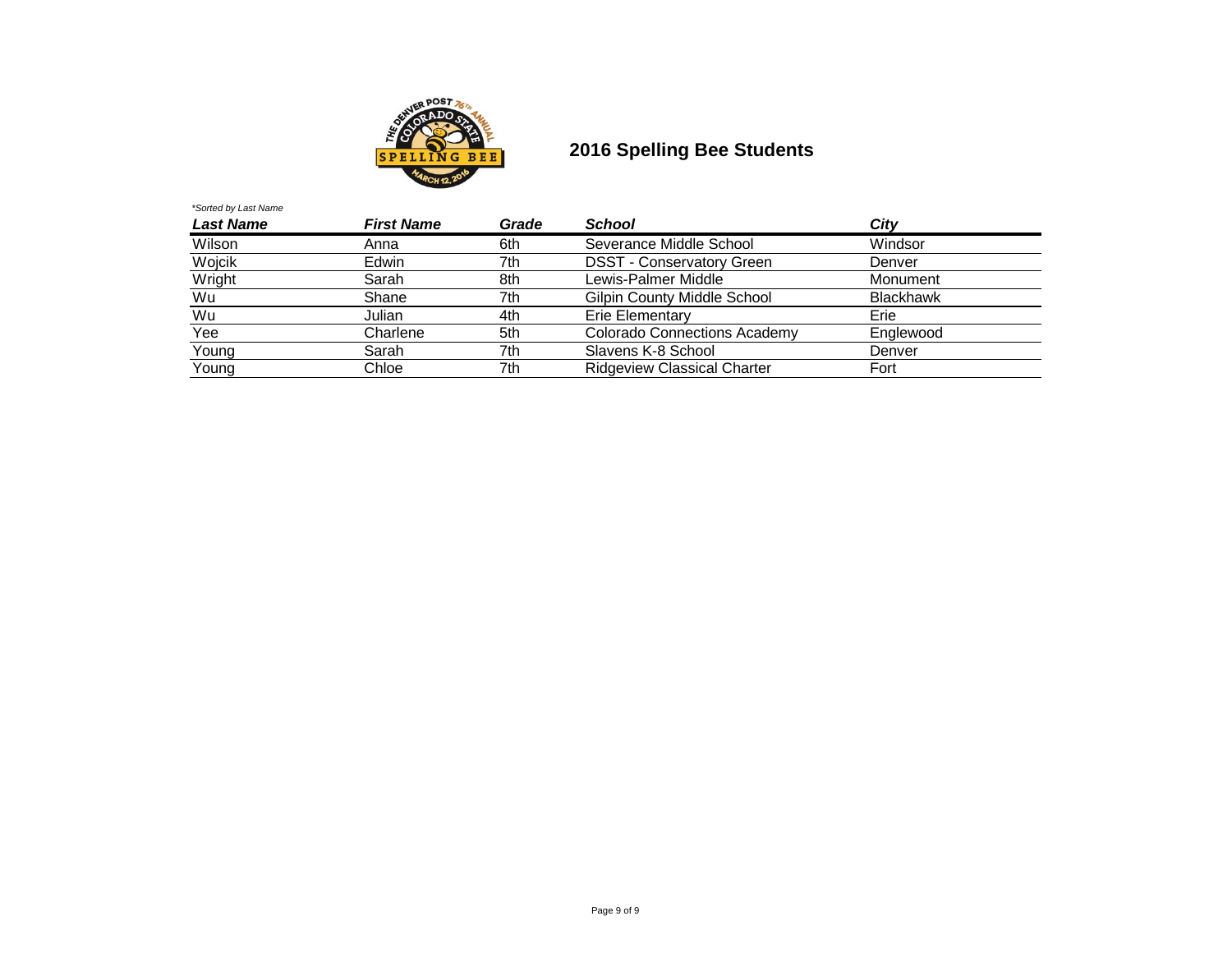## 2016 Spelling Bee Students

*\*Sorted by Last Name*

| Last Name | First Name | Grade | School | City |
|---|---|---|---|---|
| Wilson | Anna | 6th | Severance Middle School | Windsor |
| Wojcik | Edwin | 7th | DSST - Conservatory Green | Denver |
| Wright | Sarah | 8th | Lewis-Palmer Middle | Monument |
| Wu | Shane | 7th | Gilpin County Middle School | Blackhawk |
| Wu | Julian | 4th | Erie Elementary | Erie |
| Yee | Charlene | 5th | Colorado Connections Academy | Englewood |
| Young | Sarah | 7th | Slavens K-8 School | Denver |
| Young | Chloe | 7th | Ridgeview Classical Charter | Fort |